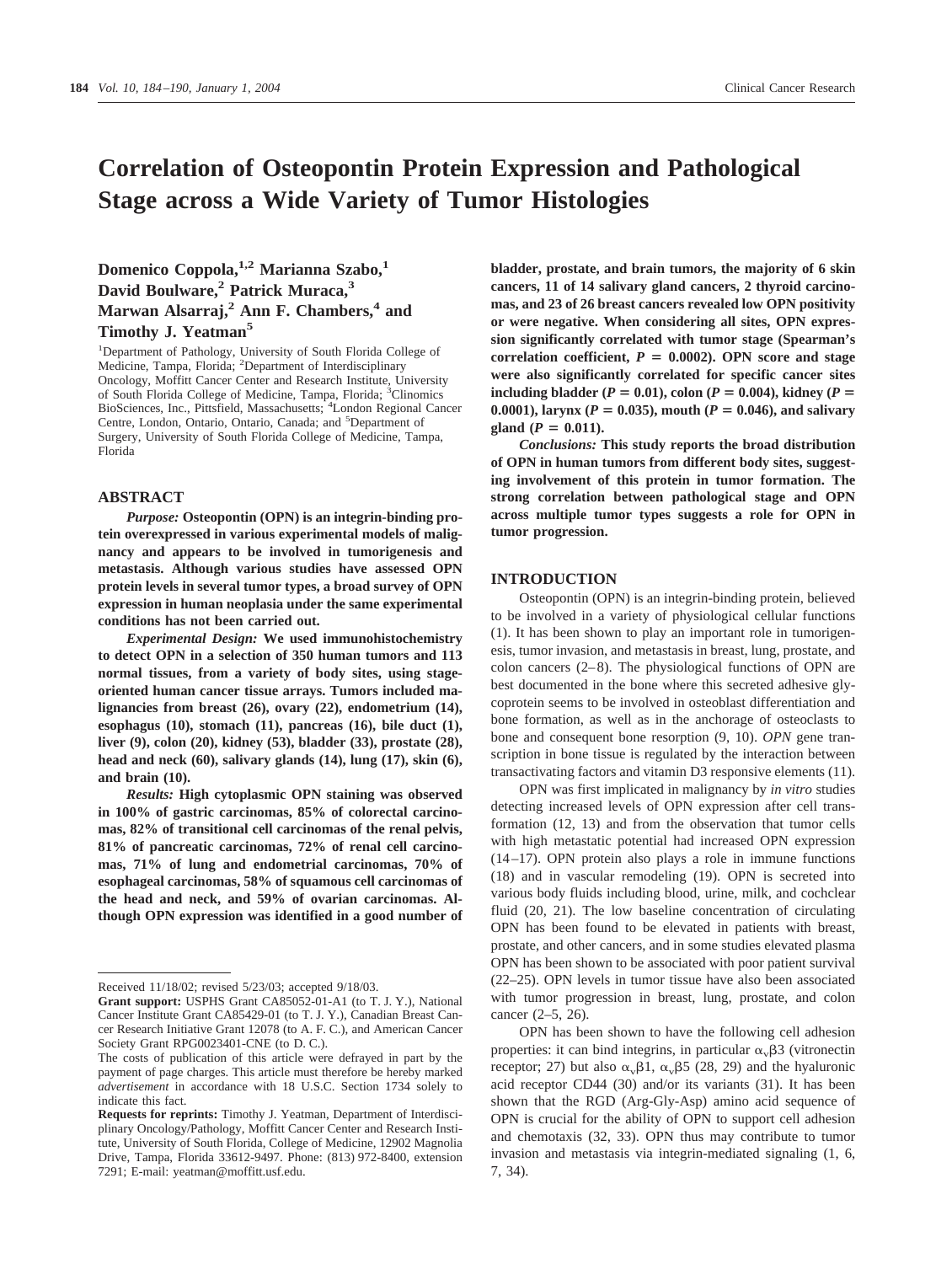# Correlation of Osteopontin Protein Expression and Pathological Stage across a Wide Variety of Tumor Histologies

**Domenico Coppola,[1,2] Marianna Szabo,[1] David Boulware,[2] Patrick Muraca,[3] Marwan Alsarraj,[2] Ann F. Chambers,[4] and Timothy J. Yeatman[5]**

[1]Department of Pathology, University of South Florida College of Medicine, Tampa, Florida; [2]Department of Interdisciplinary Oncology, Moffitt Cancer Center and Research Institute, University of South Florida College of Medicine, Tampa, Florida; [3]Clinomics BioSciences, Inc., Pittsfield, Massachusetts; [4]London Regional Cancer Centre, London, Ontario, Ontario, Canada; and [5]Department of Surgery, University of South Florida College of Medicine, Tampa, Florida

## ABSTRACT

*Purpose:* **Osteopontin (OPN) is an integrin-binding protein overexpressed in various experimental models of malignancy and appears to be involved in tumorigenesis and metastasis. Although various studies have assessed OPN protein levels in several tumor types, a broad survey of OPN expression in human neoplasia under the same experimental conditions has not been carried out.**

*Experimental Design:* **We used immunohistochemistry to detect OPN in a selection of 350 human tumors and 113 normal tissues, from a variety of body sites, using stage-oriented human cancer tissue arrays. Tumors included malignancies from breast (26), ovary (22), endometrium (14), esophagus (10), stomach (11), pancreas (16), bile duct (1), liver (9), colon (20), kidney (53), bladder (33), prostate (28), head and neck (60), salivary glands (14), lung (17), skin (6), and brain (10).**

*Results:* **High cytoplasmic OPN staining was observed in 100% of gastric carcinomas, 85% of colorectal carcinomas, 82% of transitional cell carcinomas of the renal pelvis, 81% of pancreatic carcinomas, 72% of renal cell carcinomas, 71% of lung and endometrial carcinomas, 70% of esophageal carcinomas, 58% of squamous cell carcinomas of the head and neck, and 59% of ovarian carcinomas. Although OPN expression was identified in a good number of bladder, prostate, and brain tumors, the majority of 6 skin cancers, 11 of 14 salivary gland cancers, 2 thyroid carcinomas, and 23 of 26 breast cancers revealed low OPN positivity or were negative. When considering all sites, OPN expression significantly correlated with tumor stage (Spearman's correlation coefficient, $P = 0.0002$). OPN score and stage were also significantly correlated for specific cancer sites including bladder ($P = 0.01$), colon ($P = 0.004$), kidney ($P = 0.0001$), larynx ($P = 0.035$), mouth ($P = 0.046$), and salivary gland ($P = 0.011$).**

*Conclusions:* **This study reports the broad distribution of OPN in human tumors from different body sites, suggesting involvement of this protein in tumor formation. The strong correlation between pathological stage and OPN across multiple tumor types suggests a role for OPN in tumor progression.**

## INTRODUCTION

Osteopontin (OPN) is an integrin-binding protein, believed to be involved in a variety of physiological cellular functions (1). It has been shown to play an important role in tumorigenesis, tumor invasion, and metastasis in breast, lung, prostate, and colon cancers (2–8). The physiological functions of OPN are best documented in the bone where this secreted adhesive glycoprotein seems to be involved in osteoblast differentiation and bone formation, as well as in the anchorage of osteoclasts to bone and consequent bone resorption (9, 10). *OPN* gene transcription in bone tissue is regulated by the interaction between transactivating factors and vitamin D3 responsive elements (11).

OPN was first implicated in malignancy by *in vitro* studies detecting increased levels of OPN expression after cell transformation (12, 13) and from the observation that tumor cells with high metastatic potential had increased OPN expression (14–17). OPN protein also plays a role in immune functions (18) and in vascular remodeling (19). OPN is secreted into various body fluids including blood, urine, milk, and cochclear fluid (20, 21). The low baseline concentration of circulating OPN has been found to be elevated in patients with breast, prostate, and other cancers, and in some studies elevated plasma OPN has been shown to be associated with poor patient survival (22–25). OPN levels in tumor tissue have also been associated with tumor progression in breast, lung, prostate, and colon cancer (2–5, 26).

OPN has been shown to have the following cell adhesion properties: it can bind integrins, in particular $\alpha_v\beta3$ (vitronectin receptor; 27) but also $\alpha_v\beta1$, $\alpha_v\beta5$ (28, 29) and the hyaluronic acid receptor CD44 (30) and/or its variants (31). It has been shown that the RGD (Arg-Gly-Asp) amino acid sequence of OPN is crucial for the ability of OPN to support cell adhesion and chemotaxis (32, 33). OPN thus may contribute to tumor invasion and metastasis via integrin-mediated signaling (1, 6, 7, 34).

---

Received 11/18/02; revised 5/23/03; accepted 9/18/03.

**Grant support:** USPHS Grant CA85052-01-A1 (to T. J. Y.), National Cancer Institute Grant CA85429-01 (to T. J. Y.), Canadian Breast Cancer Research Initiative Grant 12078 (to A. F. C.), and American Cancer Society Grant RPG0023401-CNE (to D. C.).

The costs of publication of this article were defrayed in part by the payment of page charges. This article must therefore be hereby marked *advertisement* in accordance with 18 U.S.C. Section 1734 solely to indicate this fact.

**Requests for reprints:** Timothy J. Yeatman, Department of Interdisciplinary Oncology/Pathology, Moffitt Cancer Center and Research Institute, University of South Florida, College of Medicine, 12902 Magnolia Drive, Tampa, Florida 33612-9497. Phone: (813) 972-8400, extension 7291; E-mail: yeatman@moffitt.usf.edu.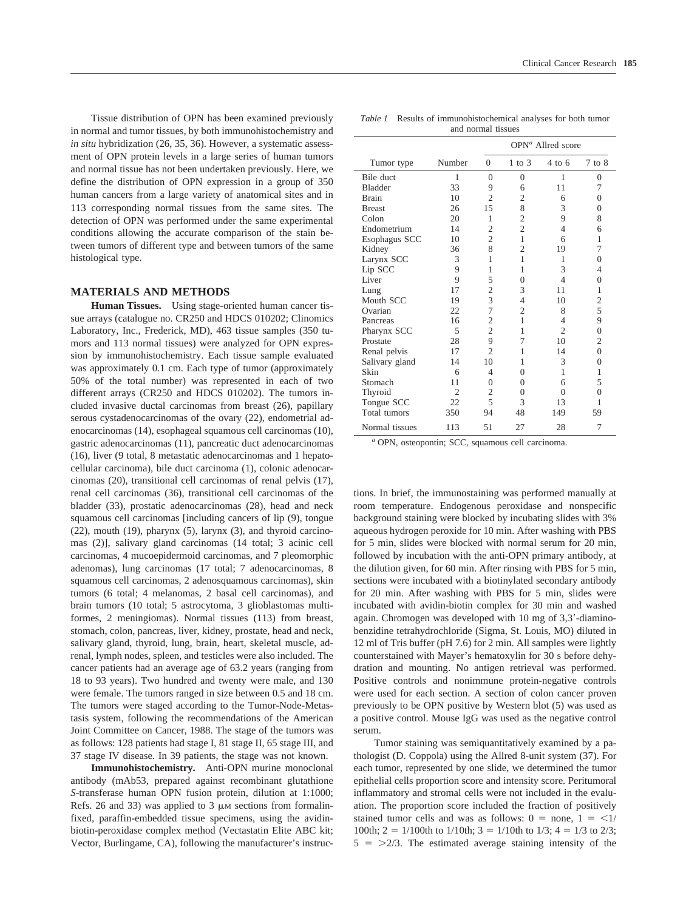Tissue distribution of OPN has been examined previously in normal and tumor tissues, by both immunohistochemistry and *in situ* hybridization (26, 35, 36). However, a systematic assessment of OPN protein levels in a large series of human tumors and normal tissue has not been undertaken previously. Here, we define the distribution of OPN expression in a group of 350 human cancers from a large variety of anatomical sites and in 113 corresponding normal tissues from the same sites. The detection of OPN was performed under the same experimental conditions allowing the accurate comparison of the stain between tumors of different type and between tumors of the same histological type.

## MATERIALS AND METHODS

**Human Tissues.** Using stage-oriented human cancer tissue arrays (catalogue no. CR250 and HDCS 010202; Clinomics Laboratory, Inc., Frederick, MD), 463 tissue samples (350 tumors and 113 normal tissues) were analyzed for OPN expression by immunohistochemistry. Each tissue sample evaluated was approximately 0.1 cm. Each type of tumor (approximately 50% of the total number) was represented in each of two different arrays (CR250 and HDCS 010202). The tumors included invasive ductal carcinomas from breast (26), papillary serous cystadenocarcinomas of the ovary (22), endometrial adenocarcinomas (14), esophageal squamous cell carcinomas (10), gastric adenocarcinomas (11), pancreatic duct adenocarcinomas (16), liver (9 total, 8 metastatic adenocarcinomas and 1 hepatocellular carcinoma), bile duct carcinoma (1), colonic adenocarcinomas (20), transitional cell carcinomas of renal pelvis (17), renal cell carcinomas (36), transitional cell carcinomas of the bladder (33), prostatic adenocarcinomas (28), head and neck squamous cell carcinomas [including cancers of lip (9), tongue (22), mouth (19), pharynx (5), larynx (3), and thyroid carcinomas (2)], salivary gland carcinomas (14 total; 3 acinic cell carcinomas, 4 mucoepidermoid carcinomas, and 7 pleomorphic adenomas), lung carcinomas (17 total; 7 adenocarcinomas, 8 squamous cell carcinomas, 2 adenosquamous carcinomas), skin tumors (6 total; 4 melanomas, 2 basal cell carcinomas), and brain tumors (10 total; 5 astrocytoma, 3 glioblastomas multiformes, 2 meningiomas). Normal tissues (113) from breast, stomach, colon, pancreas, liver, kidney, prostate, head and neck, salivary gland, thyroid, lung, brain, heart, skeletal muscle, adrenal, lymph nodes, spleen, and testicles were also included. The cancer patients had an average age of 63.2 years (ranging from 18 to 93 years). Two hundred and twenty were male, and 130 were female. The tumors ranged in size between 0.5 and 18 cm. The tumors were staged according to the Tumor-Node-Metastasis system, following the recommendations of the American Joint Committee on Cancer, 1988. The stage of the tumors was as follows: 128 patients had stage I, 81 stage II, 65 stage III, and 37 stage IV disease. In 39 patients, the stage was not known.

**Immunohistochemistry.** Anti-OPN murine monoclonal antibody (mAb53, prepared against recombinant glutathione *S*-transferase human OPN fusion protein, dilution at 1:1000; Refs. 26 and 33) was applied to 3 μM sections from formalin-fixed, paraffin-embedded tissue specimens, using the avidin-biotin-peroxidase complex method (Vectastain Elite ABC kit; Vector, Burlingame, CA), following the manufacturer's instructions. In brief, the immunostaining was performed manually at room temperature. Endogenous peroxidase and nonspecific background staining were blocked by incubating slides with 3% aqueous hydrogen peroxide for 10 min. After washing with PBS for 5 min, slides were blocked with normal serum for 20 min, followed by incubation with the anti-OPN primary antibody, at the dilution given, for 60 min. After rinsing with PBS for 5 min, sections were incubated with a biotinylated secondary antibody for 20 min. After washing with PBS for 5 min, slides were incubated with avidin-biotin complex for 30 min and washed again. Chromogen was developed with 10 mg of 3,3′-diaminobenzidine tetrahydrochloride (Sigma, St. Louis, MO) diluted in 12 ml of Tris buffer (pH 7.6) for 2 min. All samples were lightly counterstained with Mayer's hematoxylin for 30 s before dehydration and mounting. No antigen retrieval was performed. Positive controls and nonimmune protein-negative controls were used for each section. A section of colon cancer proven previously to be OPN positive by Western blot (5) was used as a positive control. Mouse IgG was used as the negative control serum.

Tumor staining was semiquantitatively examined by a pathologist (D. Coppola) using the Allred 8-unit system (37). For each tumor, represented by one slide, we determined the tumor epithelial cells proportion score and intensity score. Peritumoral inflammatory and stromal cells were not included in the evaluation. The proportion score included the fraction of positively stained tumor cells and was as follows: 0 = none, 1 = <1/100th; 2 = 1/100th to 1/10th; 3 = 1/10th to 1/3; 4 = 1/3 to 2/3; 5 = >2/3. The estimated average staining intensity of the

*Table 1* Results of immunohistochemical analyses for both tumor and normal tissues

| | | OPN[a] Allred score | | | |
|---|---|---|---|---|---|
| Tumor type | Number | 0 | 1 to 3 | 4 to 6 | 7 to 8 |
| Bile duct | 1 | 0 | 0 | 1 | 0 |
| Bladder | 33 | 9 | 6 | 11 | 7 |
| Brain | 10 | 2 | 2 | 6 | 0 |
| Breast | 26 | 15 | 8 | 3 | 0 |
| Colon | 20 | 1 | 2 | 9 | 8 |
| Endometrium | 14 | 2 | 2 | 4 | 6 |
| Esophagus SCC | 10 | 2 | 1 | 6 | 1 |
| Kidney | 36 | 8 | 2 | 19 | 7 |
| Larynx SCC | 3 | 1 | 1 | 1 | 0 |
| Lip SCC | 9 | 1 | 1 | 3 | 4 |
| Liver | 9 | 5 | 0 | 4 | 0 |
| Lung | 17 | 2 | 3 | 11 | 1 |
| Mouth SCC | 19 | 3 | 4 | 10 | 2 |
| Ovarian | 22 | 7 | 2 | 8 | 5 |
| Pancreas | 16 | 2 | 1 | 4 | 9 |
| Pharynx SCC | 5 | 2 | 1 | 2 | 0 |
| Prostate | 28 | 9 | 7 | 10 | 2 |
| Renal pelvis | 17 | 2 | 1 | 14 | 0 |
| Salivary gland | 14 | 10 | 1 | 3 | 0 |
| Skin | 6 | 4 | 0 | 1 | 1 |
| Stomach | 11 | 0 | 0 | 6 | 5 |
| Thyroid | 2 | 2 | 0 | 0 | 0 |
| Tongue SCC | 22 | 5 | 3 | 13 | 1 |
| Total tumors | 350 | 94 | 48 | 149 | 59 |
| Normal tissues | 113 | 51 | 27 | 28 | 7 |

[a] OPN, osteopontin; SCC, squamous cell carcinoma.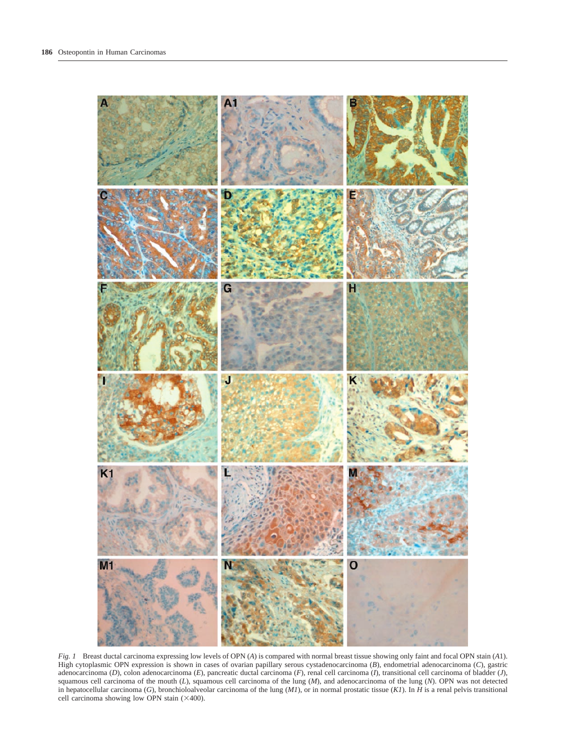*Fig. 1* Breast ductal carcinoma expressing low levels of OPN (*A*) is compared with normal breast tissue showing only faint and focal OPN stain (*A*1). High cytoplasmic OPN expression is shown in cases of ovarian papillary serous cystadenocarcinoma (*B*), endometrial adenocarcinoma (*C*), gastric adenocarcinoma (*D*), colon adenocarcinoma (*E*), pancreatic ductal carcinoma (*F*), renal cell carcinoma (*I*), transitional cell carcinoma of bladder (*J*), squamous cell carcinoma of the mouth (*L*), squamous cell carcinoma of the lung (*M*), and adenocarcinoma of the lung (*N*). OPN was not detected in hepatocellular carcinoma (*G*), bronchioloalveolar carcinoma of the lung (*M1*), or in normal prostatic tissue (*K1*). In *H* is a renal pelvis transitional cell carcinoma showing low OPN stain (×400).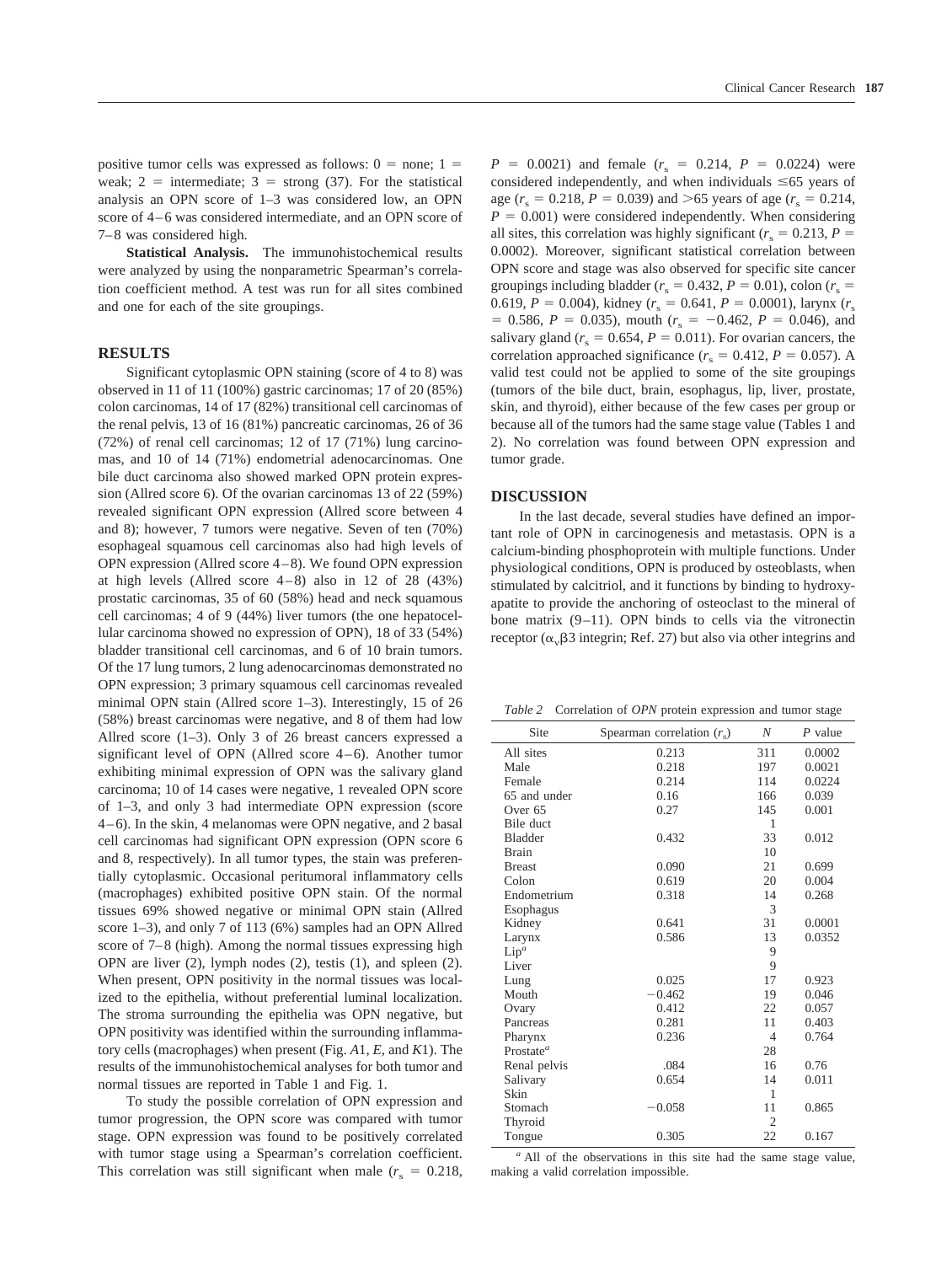positive tumor cells was expressed as follows: 0 = none; 1 = weak; 2 = intermediate; 3 = strong (37). For the statistical analysis an OPN score of 1–3 was considered low, an OPN score of 4–6 was considered intermediate, and an OPN score of 7–8 was considered high.

**Statistical Analysis.** The immunohistochemical results were analyzed by using the nonparametric Spearman's correlation coefficient method. A test was run for all sites combined and one for each of the site groupings.

## RESULTS

Significant cytoplasmic OPN staining (score of 4 to 8) was observed in 11 of 11 (100%) gastric carcinomas; 17 of 20 (85%) colon carcinomas, 14 of 17 (82%) transitional cell carcinomas of the renal pelvis, 13 of 16 (81%) pancreatic carcinomas, 26 of 36 (72%) of renal cell carcinomas; 12 of 17 (71%) lung carcinomas, and 10 of 14 (71%) endometrial adenocarcinomas. One bile duct carcinoma also showed marked OPN protein expression (Allred score 6). Of the ovarian carcinomas 13 of 22 (59%) revealed significant OPN expression (Allred score between 4 and 8); however, 7 tumors were negative. Seven of ten (70%) esophageal squamous cell carcinomas also had high levels of OPN expression (Allred score 4–8). We found OPN expression at high levels (Allred score 4–8) also in 12 of 28 (43%) prostatic carcinomas, 35 of 60 (58%) head and neck squamous cell carcinomas; 4 of 9 (44%) liver tumors (the one hepatocellular carcinoma showed no expression of OPN), 18 of 33 (54%) bladder transitional cell carcinomas, and 6 of 10 brain tumors. Of the 17 lung tumors, 2 lung adenocarcinomas demonstrated no OPN expression; 3 primary squamous cell carcinomas revealed minimal OPN stain (Allred score 1–3). Interestingly, 15 of 26 (58%) breast carcinomas were negative, and 8 of them had low Allred score (1–3). Only 3 of 26 breast cancers expressed a significant level of OPN (Allred score 4–6). Another tumor exhibiting minimal expression of OPN was the salivary gland carcinoma; 10 of 14 cases were negative, 1 revealed OPN score of 1–3, and only 3 had intermediate OPN expression (score 4–6). In the skin, 4 melanomas were OPN negative, and 2 basal cell carcinomas had significant OPN expression (OPN score 6 and 8, respectively). In all tumor types, the stain was preferentially cytoplasmic. Occasional peritumoral inflammatory cells (macrophages) exhibited positive OPN stain. Of the normal tissues 69% showed negative or minimal OPN stain (Allred score 1–3), and only 7 of 113 (6%) samples had an OPN Allred score of 7–8 (high). Among the normal tissues expressing high OPN are liver (2), lymph nodes (2), testis (1), and spleen (2). When present, OPN positivity in the normal tissues was localized to the epithelia, without preferential luminal localization. The stroma surrounding the epithelia was OPN negative, but OPN positivity was identified within the surrounding inflammatory cells (macrophages) when present (Fig. *A*1, *E*, and *K*1). The results of the immunohistochemical analyses for both tumor and normal tissues are reported in Table 1 and Fig. 1.

To study the possible correlation of OPN expression and tumor progression, the OPN score was compared with tumor stage. OPN expression was found to be positively correlated with tumor stage using a Spearman's correlation coefficient. This correlation was still significant when male ($r_s$ = 0.218, $P$ = 0.0021) and female ($r_s$ = 0.214, $P$ = 0.0224) were considered independently, and when individuals ≤65 years of age ($r_s$ = 0.218, $P$ = 0.039) and >65 years of age ($r_s$ = 0.214, $P$ = 0.001) were considered independently. When considering all sites, this correlation was highly significant ($r_s$ = 0.213, $P$ = 0.0002). Moreover, significant statistical correlation between OPN score and stage was also observed for specific site cancer groupings including bladder ($r_s$ = 0.432, $P$ = 0.01), colon ($r_s$ = 0.619, $P$ = 0.004), kidney ($r_s$ = 0.641, $P$ = 0.0001), larynx ($r_s$ = 0.586, $P$ = 0.035), mouth ($r_s$ = −0.462, $P$ = 0.046), and salivary gland ($r_s$ = 0.654, $P$ = 0.011). For ovarian cancers, the correlation approached significance ($r_s$ = 0.412, $P$ = 0.057). A valid test could not be applied to some of the site groupings (tumors of the bile duct, brain, esophagus, lip, liver, prostate, skin, and thyroid), either because of the few cases per group or because all of the tumors had the same stage value (Tables 1 and 2). No correlation was found between OPN expression and tumor grade.

*Table 2* Correlation of *OPN* protein expression and tumor stage

| Site | Spearman correlation ($r_s$) | *N* | *P* value |
|---|---|---|---|
| All sites | 0.213 | 311 | 0.0002 |
| Male | 0.218 | 197 | 0.0021 |
| Female | 0.214 | 114 | 0.0224 |
| 65 and under | 0.16 | 166 | 0.039 |
| Over 65 | 0.27 | 145 | 0.001 |
| Bile duct | | 1 | |
| Bladder | 0.432 | 33 | 0.012 |
| Brain | | 10 | |
| Breast | 0.090 | 21 | 0.699 |
| Colon | 0.619 | 20 | 0.004 |
| Endometrium | 0.318 | 14 | 0.268 |
| Esophagus | | 3 | |
| Kidney | 0.641 | 31 | 0.0001 |
| Larynx | 0.586 | 13 | 0.0352 |
| Lip[a] | | 9 | |
| Liver | | 9 | |
| Lung | 0.025 | 17 | 0.923 |
| Mouth | −0.462 | 19 | 0.046 |
| Ovary | 0.412 | 22 | 0.057 |
| Pancreas | 0.281 | 11 | 0.403 |
| Pharynx | 0.236 | 4 | 0.764 |
| Prostate[a] | | 28 | |
| Renal pelvis | .084 | 16 | 0.76 |
| Salivary | 0.654 | 14 | 0.011 |
| Skin | | 1 | |
| Stomach | −0.058 | 11 | 0.865 |
| Thyroid | | 2 | |
| Tongue | 0.305 | 22 | 0.167 |

[a] All of the observations in this site had the same stage value, making a valid correlation impossible.

## DISCUSSION

In the last decade, several studies have defined an important role of OPN in carcinogenesis and metastasis. OPN is a calcium-binding phosphoprotein with multiple functions. Under physiological conditions, OPN is produced by osteoblasts, when stimulated by calcitriol, and it functions by binding to hydroxyapatite to provide the anchoring of osteoclast to the mineral of bone matrix (9–11). OPN binds to cells via the vitronectin receptor ($\alpha_v\beta3$ integrin; Ref. 27) but also via other integrins and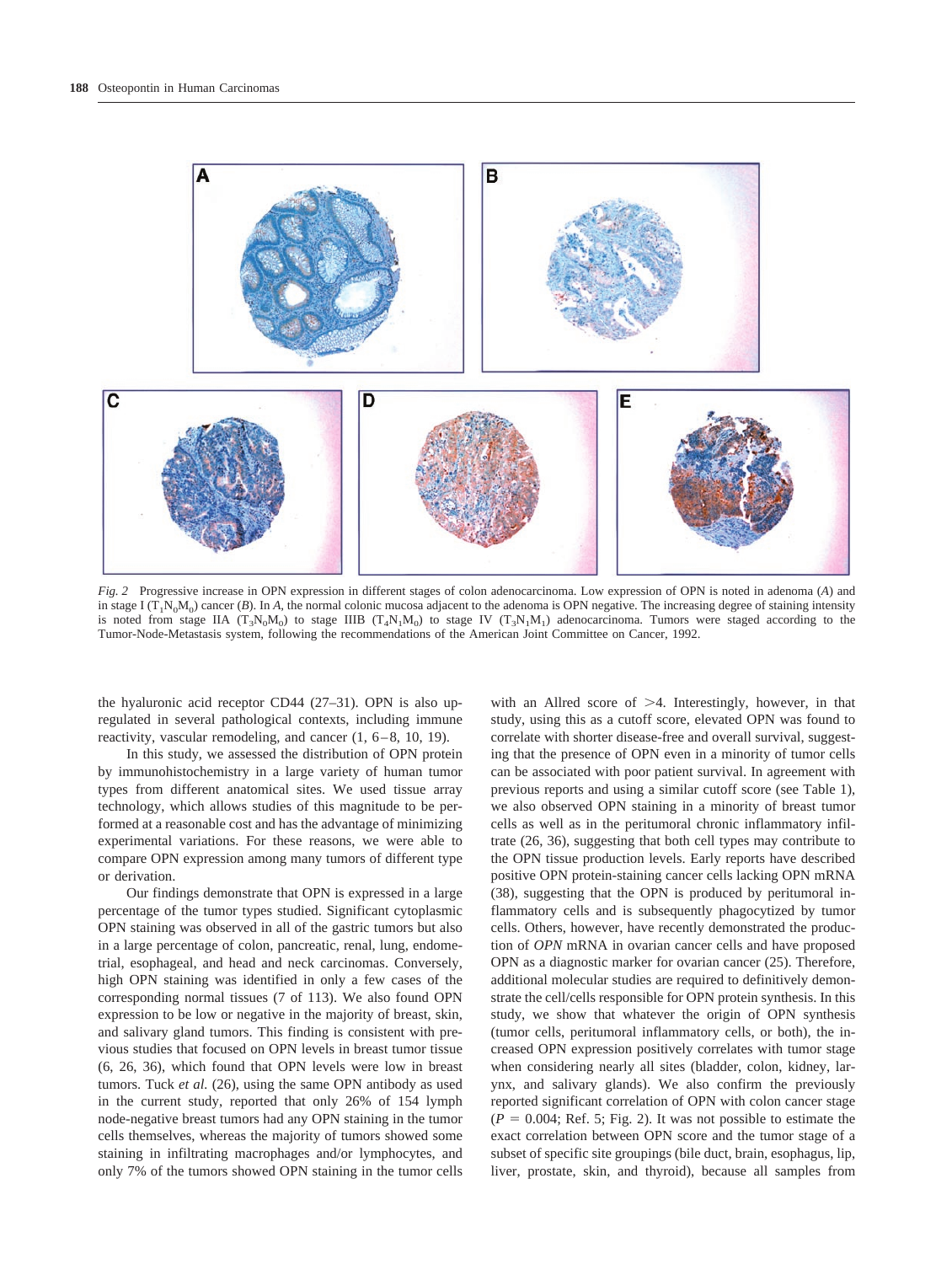*Fig. 2* Progressive increase in OPN expression in different stages of colon adenocarcinoma. Low expression of OPN is noted in adenoma (*A*) and in stage I ($T_1N_0M_0$) cancer (*B*). In *A*, the normal colonic mucosa adjacent to the adenoma is OPN negative. The increasing degree of staining intensity is noted from stage IIA ($T_3N_0M_0$) to stage IIIB ($T_4N_1M_0$) to stage IV ($T_3N_1M_1$) adenocarcinoma. Tumors were staged according to the Tumor-Node-Metastasis system, following the recommendations of the American Joint Committee on Cancer, 1992.

the hyaluronic acid receptor CD44 (27–31). OPN is also upregulated in several pathological contexts, including immune reactivity, vascular remodeling, and cancer (1, 6–8, 10, 19).

In this study, we assessed the distribution of OPN protein by immunohistochemistry in a large variety of human tumor types from different anatomical sites. We used tissue array technology, which allows studies of this magnitude to be performed at a reasonable cost and has the advantage of minimizing experimental variations. For these reasons, we were able to compare OPN expression among many tumors of different type or derivation.

Our findings demonstrate that OPN is expressed in a large percentage of the tumor types studied. Significant cytoplasmic OPN staining was observed in all of the gastric tumors but also in a large percentage of colon, pancreatic, renal, lung, endometrial, esophageal, and head and neck carcinomas. Conversely, high OPN staining was identified in only a few cases of the corresponding normal tissues (7 of 113). We also found OPN expression to be low or negative in the majority of breast, skin, and salivary gland tumors. This finding is consistent with previous studies that focused on OPN levels in breast tumor tissue (6, 26, 36), which found that OPN levels were low in breast tumors. Tuck *et al.* (26), using the same OPN antibody as used in the current study, reported that only 26% of 154 lymph node-negative breast tumors had any OPN staining in the tumor cells themselves, whereas the majority of tumors showed some staining in infiltrating macrophages and/or lymphocytes, and only 7% of the tumors showed OPN staining in the tumor cells with an Allred score of >4. Interestingly, however, in that study, using this as a cutoff score, elevated OPN was found to correlate with shorter disease-free and overall survival, suggesting that the presence of OPN even in a minority of tumor cells can be associated with poor patient survival. In agreement with previous reports and using a similar cutoff score (see Table 1), we also observed OPN staining in a minority of breast tumor cells as well as in the peritumoral chronic inflammatory infiltrate (26, 36), suggesting that both cell types may contribute to the OPN tissue production levels. Early reports have described positive OPN protein-staining cancer cells lacking OPN mRNA (38), suggesting that the OPN is produced by peritumoral inflammatory cells and is subsequently phagocytized by tumor cells. Others, however, have recently demonstrated the production of *OPN* mRNA in ovarian cancer cells and have proposed OPN as a diagnostic marker for ovarian cancer (25). Therefore, additional molecular studies are required to definitively demonstrate the cell/cells responsible for OPN protein synthesis. In this study, we show that whatever the origin of OPN synthesis (tumor cells, peritumoral inflammatory cells, or both), the increased OPN expression positively correlates with tumor stage when considering nearly all sites (bladder, colon, kidney, larynx, and salivary glands). We also confirm the previously reported significant correlation of OPN with colon cancer stage ($P = 0.004$; Ref. 5; Fig. 2). It was not possible to estimate the exact correlation between OPN score and the tumor stage of a subset of specific site groupings (bile duct, brain, esophagus, lip, liver, prostate, skin, and thyroid), because all samples from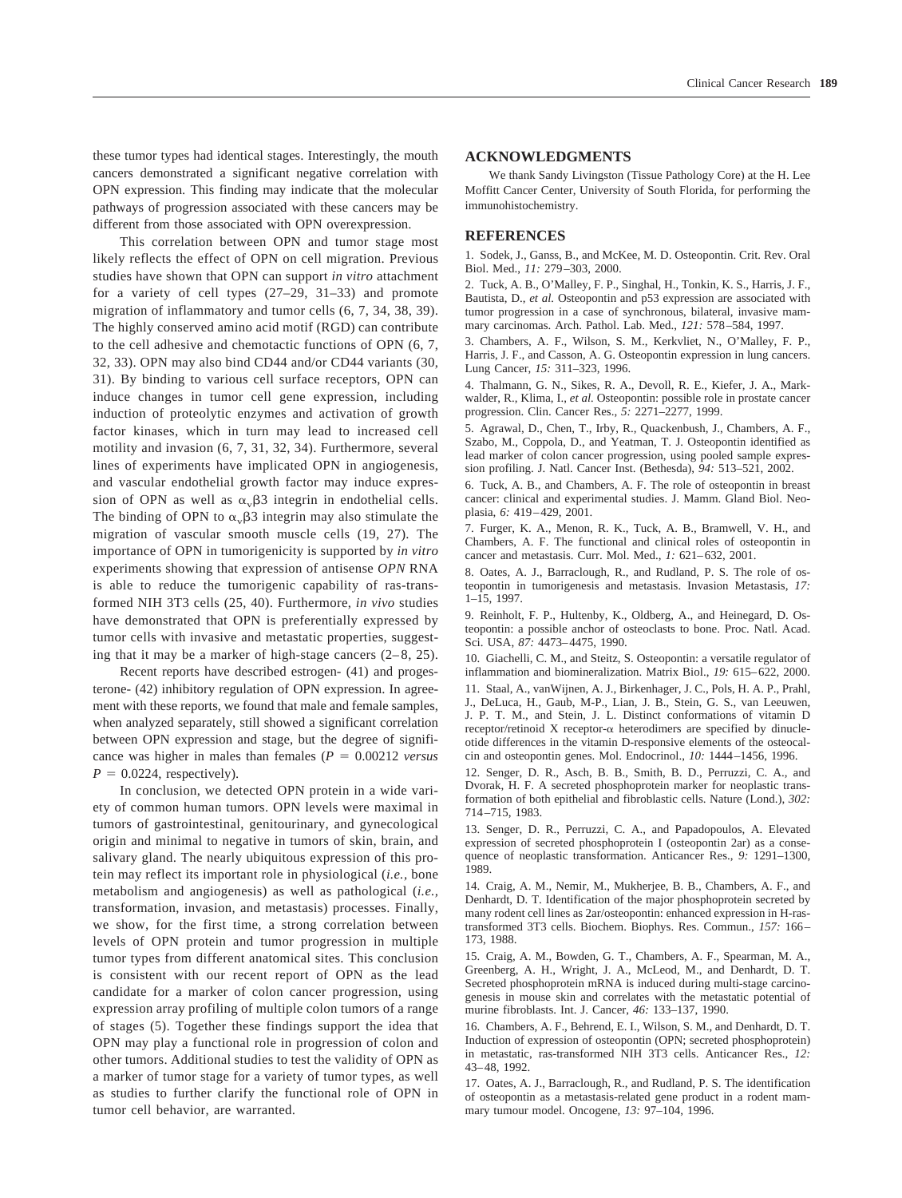these tumor types had identical stages. Interestingly, the mouth cancers demonstrated a significant negative correlation with OPN expression. This finding may indicate that the molecular pathways of progression associated with these cancers may be different from those associated with OPN overexpression.

This correlation between OPN and tumor stage most likely reflects the effect of OPN on cell migration. Previous studies have shown that OPN can support *in vitro* attachment for a variety of cell types (27–29, 31–33) and promote migration of inflammatory and tumor cells (6, 7, 34, 38, 39). The highly conserved amino acid motif (RGD) can contribute to the cell adhesive and chemotactic functions of OPN (6, 7, 32, 33). OPN may also bind CD44 and/or CD44 variants (30, 31). By binding to various cell surface receptors, OPN can induce changes in tumor cell gene expression, including induction of proteolytic enzymes and activation of growth factor kinases, which in turn may lead to increased cell motility and invasion (6, 7, 31, 32, 34). Furthermore, several lines of experiments have implicated OPN in angiogenesis, and vascular endothelial growth factor may induce expression of OPN as well as $\alpha_v\beta3$ integrin in endothelial cells. The binding of OPN to $\alpha_v\beta3$ integrin may also stimulate the migration of vascular smooth muscle cells (19, 27). The importance of OPN in tumorigenicity is supported by *in vitro* experiments showing that expression of antisense *OPN* RNA is able to reduce the tumorigenic capability of ras-transformed NIH 3T3 cells (25, 40). Furthermore, *in vivo* studies have demonstrated that OPN is preferentially expressed by tumor cells with invasive and metastatic properties, suggesting that it may be a marker of high-stage cancers (2–8, 25).

Recent reports have described estrogen- (41) and progesterone- (42) inhibitory regulation of OPN expression. In agreement with these reports, we found that male and female samples, when analyzed separately, still showed a significant correlation between OPN expression and stage, but the degree of significance was higher in males than females ($P = 0.00212$ *versus* $P = 0.0224$, respectively).

In conclusion, we detected OPN protein in a wide variety of common human tumors. OPN levels were maximal in tumors of gastrointestinal, genitourinary, and gynecological origin and minimal to negative in tumors of skin, brain, and salivary gland. The nearly ubiquitous expression of this protein may reflect its important role in physiological (*i.e.*, bone metabolism and angiogenesis) as well as pathological (*i.e.*, transformation, invasion, and metastasis) processes. Finally, we show, for the first time, a strong correlation between levels of OPN protein and tumor progression in multiple tumor types from different anatomical sites. This conclusion is consistent with our recent report of OPN as the lead candidate for a marker of colon cancer progression, using expression array profiling of multiple colon tumors of a range of stages (5). Together these findings support the idea that OPN may play a functional role in progression of colon and other tumors. Additional studies to test the validity of OPN as a marker of tumor stage for a variety of tumor types, as well as studies to further clarify the functional role of OPN in tumor cell behavior, are warranted.

## ACKNOWLEDGMENTS

We thank Sandy Livingston (Tissue Pathology Core) at the H. Lee Moffitt Cancer Center, University of South Florida, for performing the immunohistochemistry.

## REFERENCES

1. Sodek, J., Ganss, B., and McKee, M. D. Osteopontin. Crit. Rev. Oral Biol. Med., *11:* 279–303, 2000.

2. Tuck, A. B., O'Malley, F. P., Singhal, H., Tonkin, K. S., Harris, J. F., Bautista, D., *et al.* Osteopontin and p53 expression are associated with tumor progression in a case of synchronous, bilateral, invasive mammary carcinomas. Arch. Pathol. Lab. Med., *121:* 578–584, 1997.

3. Chambers, A. F., Wilson, S. M., Kerkvliet, N., O'Malley, F. P., Harris, J. F., and Casson, A. G. Osteopontin expression in lung cancers. Lung Cancer, *15:* 311–323, 1996.

4. Thalmann, G. N., Sikes, R. A., Devoll, R. E., Kiefer, J. A., Markwalder, R., Klima, I., *et al.* Osteopontin: possible role in prostate cancer progression. Clin. Cancer Res., *5:* 2271–2277, 1999.

5. Agrawal, D., Chen, T., Irby, R., Quackenbush, J., Chambers, A. F., Szabo, M., Coppola, D., and Yeatman, T. J. Osteopontin identified as lead marker of colon cancer progression, using pooled sample expression profiling. J. Natl. Cancer Inst. (Bethesda), *94:* 513–521, 2002.

6. Tuck, A. B., and Chambers, A. F. The role of osteopontin in breast cancer: clinical and experimental studies. J. Mamm. Gland Biol. Neoplasia, *6:* 419–429, 2001.

7. Furger, K. A., Menon, R. K., Tuck, A. B., Bramwell, V. H., and Chambers, A. F. The functional and clinical roles of osteopontin in cancer and metastasis. Curr. Mol. Med., *1:* 621–632, 2001.

8. Oates, A. J., Barraclough, R., and Rudland, P. S. The role of osteopontin in tumorigenesis and metastasis. Invasion Metastasis, *17:* 1–15, 1997.

9. Reinholt, F. P., Hultenby, K., Oldberg, A., and Heinegard, D. Osteopontin: a possible anchor of osteoclasts to bone. Proc. Natl. Acad. Sci. USA, *87:* 4473–4475, 1990.

10. Giachelli, C. M., and Steitz, S. Osteopontin: a versatile regulator of inflammation and biomineralization. Matrix Biol., *19:* 615–622, 2000.

11. Staal, A., vanWijnen, A. J., Birkenhager, J. C., Pols, H. A. P., Prahl, J., DeLuca, H., Gaub, M-P., Lian, J. B., Stein, G. S., van Leeuwen, J. P. T. M., and Stein, J. L. Distinct conformations of vitamin D receptor/retinoid X receptor-α heterodimers are specified by dinucleotide differences in the vitamin D-responsive elements of the osteocalcin and osteopontin genes. Mol. Endocrinol., *10:* 1444–1456, 1996.

12. Senger, D. R., Asch, B. B., Smith, B. D., Perruzzi, C. A., and Dvorak, H. F. A secreted phosphoprotein marker for neoplastic transformation of both epithelial and fibroblastic cells. Nature (Lond.), *302:* 714–715, 1983.

13. Senger, D. R., Perruzzi, C. A., and Papadopoulos, A. Elevated expression of secreted phosphoprotein I (osteopontin 2ar) as a consequence of neoplastic transformation. Anticancer Res., *9:* 1291–1300, 1989.

14. Craig, A. M., Nemir, M., Mukherjee, B. B., Chambers, A. F., and Denhardt, D. T. Identification of the major phosphoprotein secreted by many rodent cell lines as 2ar/osteopontin: enhanced expression in H-ras-transformed 3T3 cells. Biochem. Biophys. Res. Commun., *157:* 166–173, 1988.

15. Craig, A. M., Bowden, G. T., Chambers, A. F., Spearman, M. A., Greenberg, A. H., Wright, J. A., McLeod, M., and Denhardt, D. T. Secreted phosphoprotein mRNA is induced during multi-stage carcinogenesis in mouse skin and correlates with the metastatic potential of murine fibroblasts. Int. J. Cancer, *46:* 133–137, 1990.

16. Chambers, A. F., Behrend, E. I., Wilson, S. M., and Denhardt, D. T. Induction of expression of osteopontin (OPN; secreted phosphoprotein) in metastatic, ras-transformed NIH 3T3 cells. Anticancer Res., *12:* 43–48, 1992.

17. Oates, A. J., Barraclough, R., and Rudland, P. S. The identification of osteopontin as a metastasis-related gene product in a rodent mammary tumour model. Oncogene, *13:* 97–104, 1996.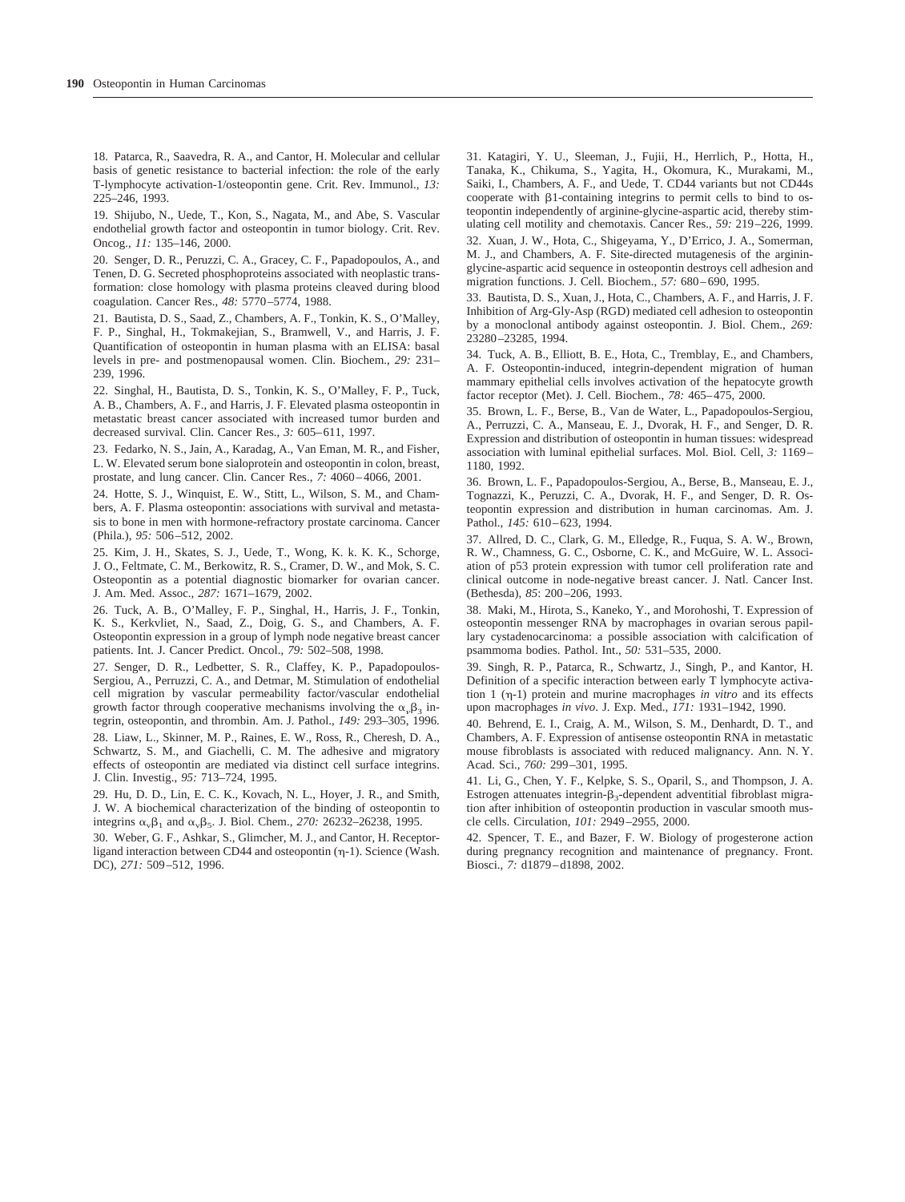18. Patarca, R., Saavedra, R. A., and Cantor, H. Molecular and cellular basis of genetic resistance to bacterial infection: the role of the early T-lymphocyte activation-1/osteopontin gene. Crit. Rev. Immunol., *13:* 225–246, 1993.

19. Shijubo, N., Uede, T., Kon, S., Nagata, M., and Abe, S. Vascular endothelial growth factor and osteopontin in tumor biology. Crit. Rev. Oncog., *11:* 135–146, 2000.

20. Senger, D. R., Peruzzi, C. A., Gracey, C. F., Papadopoulos, A., and Tenen, D. G. Secreted phosphoproteins associated with neoplastic transformation: close homology with plasma proteins cleaved during blood coagulation. Cancer Res., *48:* 5770–5774, 1988.

21. Bautista, D. S., Saad, Z., Chambers, A. F., Tonkin, K. S., O'Malley, F. P., Singhal, H., Tokmakejian, S., Bramwell, V., and Harris, J. F. Quantification of osteopontin in human plasma with an ELISA: basal levels in pre- and postmenopausal women. Clin. Biochem., *29:* 231–239, 1996.

22. Singhal, H., Bautista, D. S., Tonkin, K. S., O'Malley, F. P., Tuck, A. B., Chambers, A. F., and Harris, J. F. Elevated plasma osteopontin in metastatic breast cancer associated with increased tumor burden and decreased survival. Clin. Cancer Res., *3:* 605–611, 1997.

23. Fedarko, N. S., Jain, A., Karadag, A., Van Eman, M. R., and Fisher, L. W. Elevated serum bone sialoprotein and osteopontin in colon, breast, prostate, and lung cancer. Clin. Cancer Res., *7:* 4060–4066, 2001.

24. Hotte, S. J., Winquist, E. W., Stitt, L., Wilson, S. M., and Chambers, A. F. Plasma osteopontin: associations with survival and metastasis to bone in men with hormone-refractory prostate carcinoma. Cancer (Phila.), *95:* 506–512, 2002.

25. Kim, J. H., Skates, S. J., Uede, T., Wong, K. k. K. K., Schorge, J. O., Feltmate, C. M., Berkowitz, R. S., Cramer, D. W., and Mok, S. C. Osteopontin as a potential diagnostic biomarker for ovarian cancer. J. Am. Med. Assoc., *287:* 1671–1679, 2002.

26. Tuck, A. B., O'Malley, F. P., Singhal, H., Harris, J. F., Tonkin, K. S., Kerkvliet, N., Saad, Z., Doig, G. S., and Chambers, A. F. Osteopontin expression in a group of lymph node negative breast cancer patients. Int. J. Cancer Predict. Oncol., *79:* 502–508, 1998.

27. Senger, D. R., Ledbetter, S. R., Claffey, K. P., Papadopoulos-Sergiou, A., Perruzzi, C. A., and Detmar, M. Stimulation of endothelial cell migration by vascular permeability factor/vascular endothelial growth factor through cooperative mechanisms involving the $\alpha_v\beta_3$ integrin, osteopontin, and thrombin. Am. J. Pathol., *149:* 293–305, 1996.

28. Liaw, L., Skinner, M. P., Raines, E. W., Ross, R., Cheresh, D. A., Schwartz, S. M., and Giachelli, C. M. The adhesive and migratory effects of osteopontin are mediated via distinct cell surface integrins. J. Clin. Investig., *95:* 713–724, 1995.

29. Hu, D. D., Lin, E. C. K., Kovach, N. L., Hoyer, J. R., and Smith, J. W. A biochemical characterization of the binding of osteopontin to integrins $\alpha_v\beta_1$ and $\alpha_v\beta_5$. J. Biol. Chem., *270:* 26232–26238, 1995.

30. Weber, G. F., Ashkar, S., Glimcher, M. J., and Cantor, H. Receptor-ligand interaction between CD44 and osteopontin (η-1). Science (Wash. DC), *271:* 509–512, 1996.

31. Katagiri, Y. U., Sleeman, J., Fujii, H., Herrlich, P., Hotta, H., Tanaka, K., Chikuma, S., Yagita, H., Okomura, K., Murakami, M., Saiki, I., Chambers, A. F., and Uede, T. CD44 variants but not CD44s cooperate with β1-containing integrins to permit cells to bind to osteopontin independently of arginine-glycine-aspartic acid, thereby stimulating cell motility and chemotaxis. Cancer Res., *59:* 219–226, 1999.

32. Xuan, J. W., Hota, C., Shigeyama, Y., D'Errico, J. A., Somerman, M. J., and Chambers, A. F. Site-directed mutagenesis of the arginine-glycine-aspartic acid sequence in osteopontin destroys cell adhesion and migration functions. J. Cell. Biochem., *57:* 680–690, 1995.

33. Bautista, D. S., Xuan, J., Hota, C., Chambers, A. F., and Harris, J. F. Inhibition of Arg-Gly-Asp (RGD) mediated cell adhesion to osteopontin by a monoclonal antibody against osteopontin. J. Biol. Chem., *269:* 23280–23285, 1994.

34. Tuck, A. B., Elliott, B. E., Hota, C., Tremblay, E., and Chambers, A. F. Osteopontin-induced, integrin-dependent migration of human mammary epithelial cells involves activation of the hepatocyte growth factor receptor (Met). J. Cell. Biochem., *78:* 465–475, 2000.

35. Brown, L. F., Berse, B., Van de Water, L., Papadopoulos-Sergiou, A., Perruzzi, C. A., Manseau, E. J., Dvorak, H. F., and Senger, D. R. Expression and distribution of osteopontin in human tissues: widespread association with luminal epithelial surfaces. Mol. Biol. Cell, *3:* 1169–1180, 1992.

36. Brown, L. F., Papadopoulos-Sergiou, A., Berse, B., Manseau, E. J., Tognazzi, K., Peruzzi, C. A., Dvorak, H. F., and Senger, D. R. Osteopontin expression and distribution in human carcinomas. Am. J. Pathol., *145:* 610–623, 1994.

37. Allred, D. C., Clark, G. M., Elledge, R., Fuqua, S. A. W., Brown, R. W., Chamness, G. C., Osborne, C. K., and McGuire, W. L. Association of p53 protein expression with tumor cell proliferation rate and clinical outcome in node-negative breast cancer. J. Natl. Cancer Inst. (Bethesda), *85*: 200–206, 1993.

38. Maki, M., Hirota, S., Kaneko, Y., and Morohoshi, T. Expression of osteopontin messenger RNA by macrophages in ovarian serous papillary cystadenocarcinoma: a possible association with calcification of psammoma bodies. Pathol. Int., *50:* 531–535, 2000.

39. Singh, R. P., Patarca, R., Schwartz, J., Singh, P., and Kantor, H. Definition of a specific interaction between early T lymphocyte activation 1 (η-1) protein and murine macrophages *in vitro* and its effects upon macrophages *in vivo*. J. Exp. Med., *171:* 1931–1942, 1990.

40. Behrend, E. I., Craig, A. M., Wilson, S. M., Denhardt, D. T., and Chambers, A. F. Expression of antisense osteopontin RNA in metastatic mouse fibroblasts is associated with reduced malignancy. Ann. N. Y. Acad. Sci., *760:* 299–301, 1995.

41. Li, G., Chen, Y. F., Kelpke, S. S., Oparil, S., and Thompson, J. A. Estrogen attenuates integrin-$\beta_3$-dependent adventitial fibroblast migration after inhibition of osteopontin production in vascular smooth muscle cells. Circulation, *101:* 2949–2955, 2000.

42. Spencer, T. E., and Bazer, F. W. Biology of progesterone action during pregnancy recognition and maintenance of pregnancy. Front. Biosci., *7:* d1879–d1898, 2002.